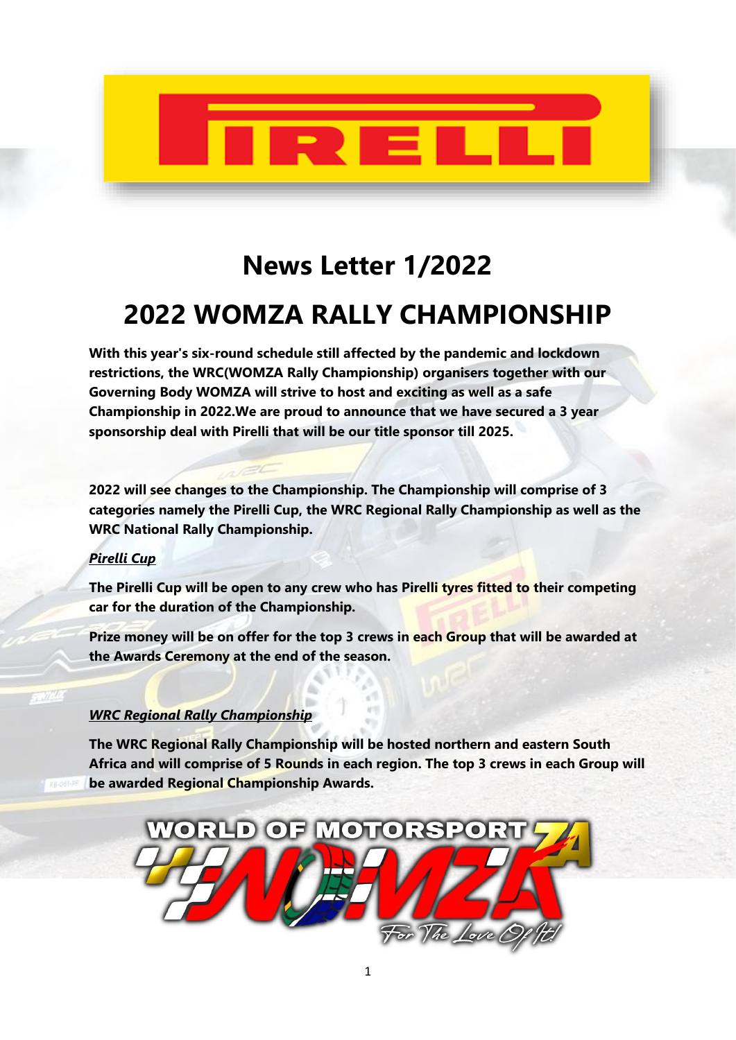# News Letter 1/2022

# 2022 WOMZA RALLY CHAMPIONSHIP

**With this year's six-round schedule still affected by the pandemic and lockdown restrictions, the WRC(WOMZA Rally Championship) organisers together with our Governing Body WOMZA will strive to host and exciting as well as a safe Championship in 2022.We are proud to announce that we have secured a 3 year sponsorship deal with Pirelli that will be our title sponsor till 2025.**

**2022 will see changes to the Championship. The Championship will comprise of 3 categories namely the Pirelli Cup, the WRC Regional Rally Championship as well as the WRC National Rally Championship.**

***Pirelli Cup***

**The Pirelli Cup will be open to any crew who has Pirelli tyres fitted to their competing car for the duration of the Championship.**

**Prize money will be on offer for the top 3 crews in each Group that will be awarded at the Awards Ceremony at the end of the season.**

***WRC Regional Rally Championship***

**The WRC Regional Rally Championship will be hosted northern and eastern South Africa and will comprise of 5 Rounds in each region. The top 3 crews in each Group will be awarded Regional Championship Awards.**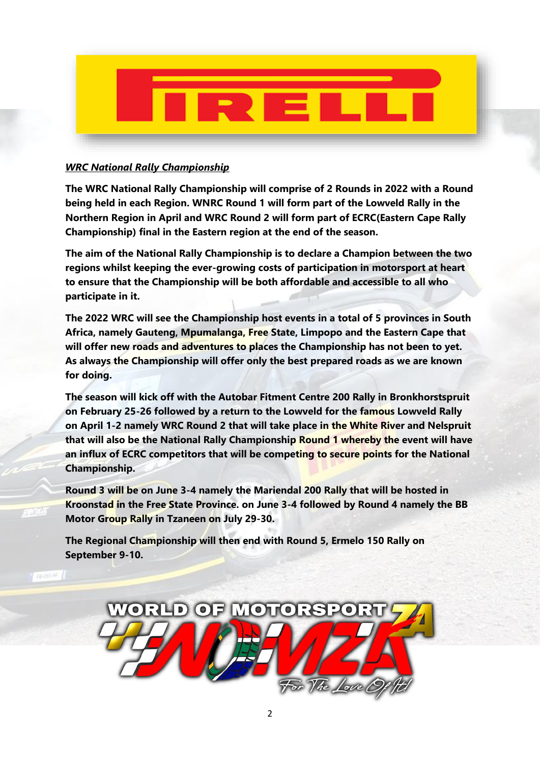***WRC National Rally Championship***

**The WRC National Rally Championship will comprise of 2 Rounds in 2022 with a Round being held in each Region. WNRC Round 1 will form part of the Lowveld Rally in the Northern Region in April and WRC Round 2 will form part of ECRC(Eastern Cape Rally Championship) final in the Eastern region at the end of the season.**

**The aim of the National Rally Championship is to declare a Champion between the two regions whilst keeping the ever-growing costs of participation in motorsport at heart to ensure that the Championship will be both affordable and accessible to all who participate in it.**

**The 2022 WRC will see the Championship host events in a total of 5 provinces in South Africa, namely Gauteng, Mpumalanga, Free State, Limpopo and the Eastern Cape that will offer new roads and adventures to places the Championship has not been to yet. As always the Championship will offer only the best prepared roads as we are known for doing.**

**The season will kick off with the Autobar Fitment Centre 200 Rally in Bronkhorstspruit on February 25-26 followed by a return to the Lowveld for the famous Lowveld Rally on April 1-2 namely WRC Round 2 that will take place in the White River and Nelspruit that will also be the National Rally Championship Round 1 whereby the event will have an influx of ECRC competitors that will be competing to secure points for the National Championship.**

**Round 3 will be on June 3-4 namely the Mariendal 200 Rally that will be hosted in Kroonstad in the Free State Province. on June 3-4 followed by Round 4 namely the BB Motor Group Rally in Tzaneen on July 29-30.**

**The Regional Championship will then end with Round 5, Ermelo 150 Rally on September 9-10.**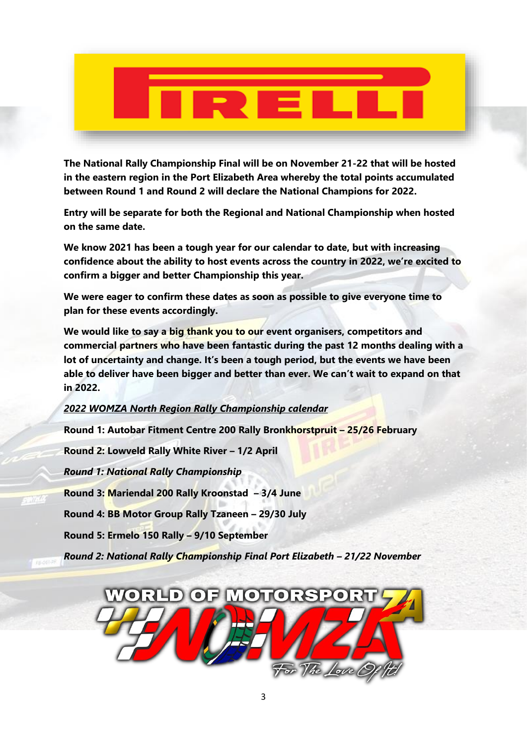**The National Rally Championship Final will be on November 21-22 that will be hosted in the eastern region in the Port Elizabeth Area whereby the total points accumulated between Round 1 and Round 2 will declare the National Champions for 2022.**

**Entry will be separate for both the Regional and National Championship when hosted on the same date.**

**We know 2021 has been a tough year for our calendar to date, but with increasing confidence about the ability to host events across the country in 2022, we're excited to confirm a bigger and better Championship this year.**

**We were eager to confirm these dates as soon as possible to give everyone time to plan for these events accordingly.**

**We would like to say a big thank you to our event organisers, competitors and commercial partners who have been fantastic during the past 12 months dealing with a lot of uncertainty and change. It's been a tough period, but the events we have been able to deliver have been bigger and better than ever. We can't wait to expand on that in 2022.**

***2022 WOMZA North Region Rally Championship calendar***

**Round 1: Autobar Fitment Centre 200 Rally Bronkhorstpruit – 25/26 February**

**Round 2: Lowveld Rally White River – 1/2 April**

***Round 1: National Rally Championship***

**Round 3: Mariendal 200 Rally Kroonstad – 3/4 June**

**Round 4: BB Motor Group Rally Tzaneen – 29/30 July**

**Round 5: Ermelo 150 Rally – 9/10 September**

***Round 2: National Rally Championship Final Port Elizabeth – 21/22 November***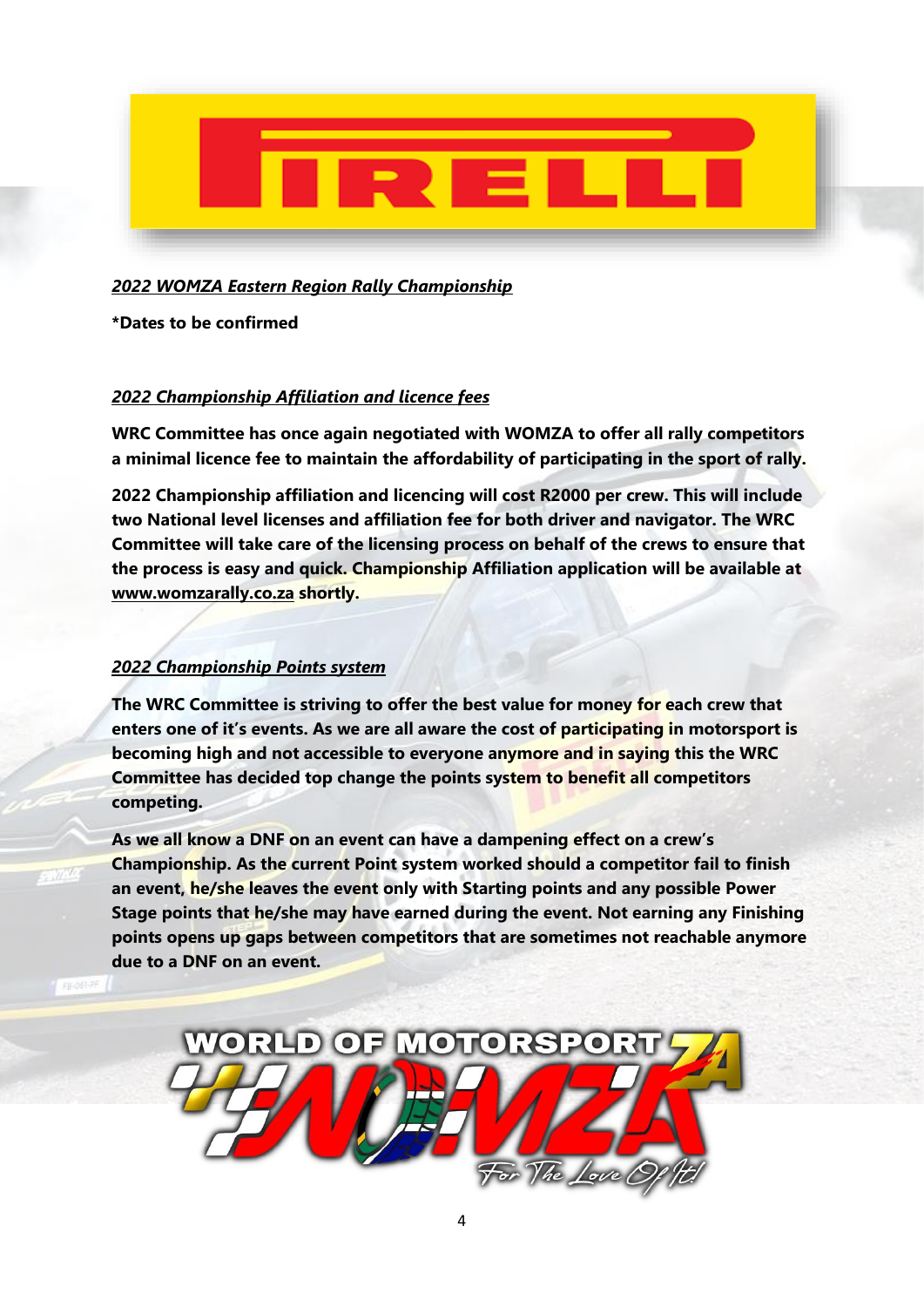## *2022 WOMZA Eastern Region Rally Championship*

**\*Dates to be confirmed**

## *2022 Championship Affiliation and licence fees*

**WRC Committee has once again negotiated with WOMZA to offer all rally competitors a minimal licence fee to maintain the affordability of participating in the sport of rally.**

**2022 Championship affiliation and licencing will cost R2000 per crew. This will include two National level licenses and affiliation fee for both driver and navigator. The WRC Committee will take care of the licensing process on behalf of the crews to ensure that the process is easy and quick. Championship Affiliation application will be available at www.womzarally.co.za shortly.**

## *2022 Championship Points system*

**The WRC Committee is striving to offer the best value for money for each crew that enters one of it's events. As we are all aware the cost of participating in motorsport is becoming high and not accessible to everyone anymore and in saying this the WRC Committee has decided top change the points system to benefit all competitors competing.**

**As we all know a DNF on an event can have a dampening effect on a crew's Championship. As the current Point system worked should a competitor fail to finish an event, he/she leaves the event only with Starting points and any possible Power Stage points that he/she may have earned during the event. Not earning any Finishing points opens up gaps between competitors that are sometimes not reachable anymore due to a DNF on an event.**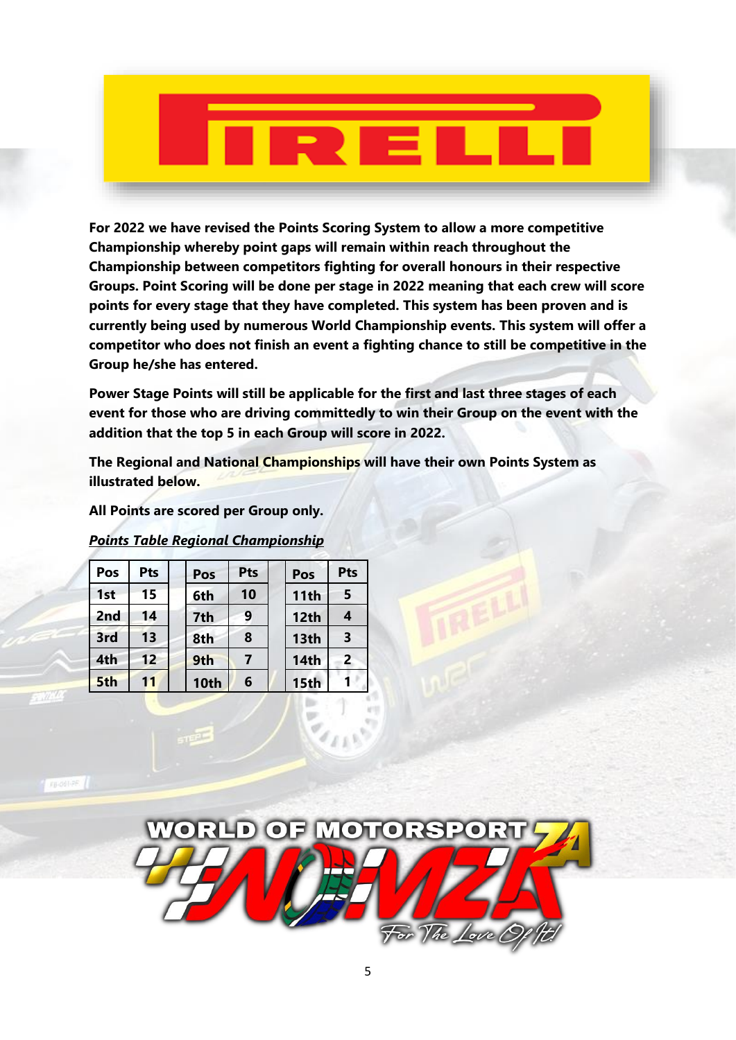**For 2022 we have revised the Points Scoring System to allow a more competitive Championship whereby point gaps will remain within reach throughout the Championship between competitors fighting for overall honours in their respective Groups. Point Scoring will be done per stage in 2022 meaning that each crew will score points for every stage that they have completed. This system has been proven and is currently being used by numerous World Championship events. This system will offer a competitor who does not finish an event a fighting chance to still be competitive in the Group he/she has entered.**

**Power Stage Points will still be applicable for the first and last three stages of each event for those who are driving committedly to win their Group on the event with the addition that the top 5 in each Group will score in 2022.**

**The Regional and National Championships will have their own Points System as illustrated below.**

**All Points are scored per Group only.**

***Points Table Regional Championship***

| Pos | Pts | Pos | Pts | Pos | Pts |
|---|---|---|---|---|---|
| 1st | 15 | 6th | 10 | 11th | 5 |
| 2nd | 14 | 7th | 9 | 12th | 4 |
| 3rd | 13 | 8th | 8 | 13th | 3 |
| 4th | 12 | 9th | 7 | 14th | 2 |
| 5th | 11 | 10th | 6 | 15th | 1 |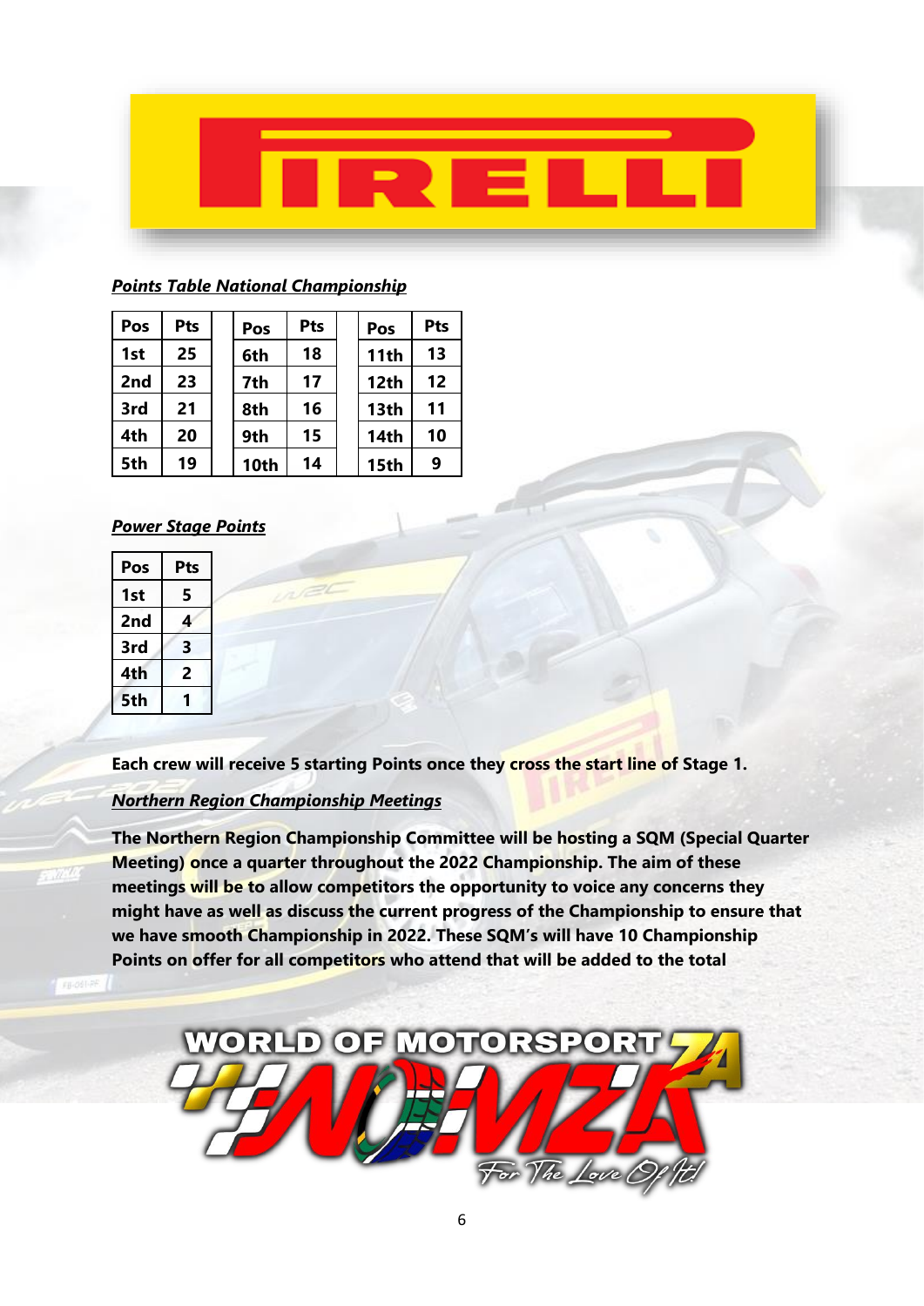***Points Table National Championship***

| Pos | Pts | Pos | Pts | Pos | Pts |
|---|---|---|---|---|---|
| 1st | 25 | 6th | 18 | 11th | 13 |
| 2nd | 23 | 7th | 17 | 12th | 12 |
| 3rd | 21 | 8th | 16 | 13th | 11 |
| 4th | 20 | 9th | 15 | 14th | 10 |
| 5th | 19 | 10th | 14 | 15th | 9 |

***Power Stage Points***

| Pos | Pts |
|---|---|
| 1st | 5 |
| 2nd | 4 |
| 3rd | 3 |
| 4th | 2 |
| 5th | 1 |

**Each crew will receive 5 starting Points once they cross the start line of Stage 1.**

***Northern Region Championship Meetings***

**The Northern Region Championship Committee will be hosting a SQM (Special Quarter Meeting) once a quarter throughout the 2022 Championship. The aim of these meetings will be to allow competitors the opportunity to voice any concerns they might have as well as discuss the current progress of the Championship to ensure that we have smooth Championship in 2022. These SQM's will have 10 Championship Points on offer for all competitors who attend that will be added to the total**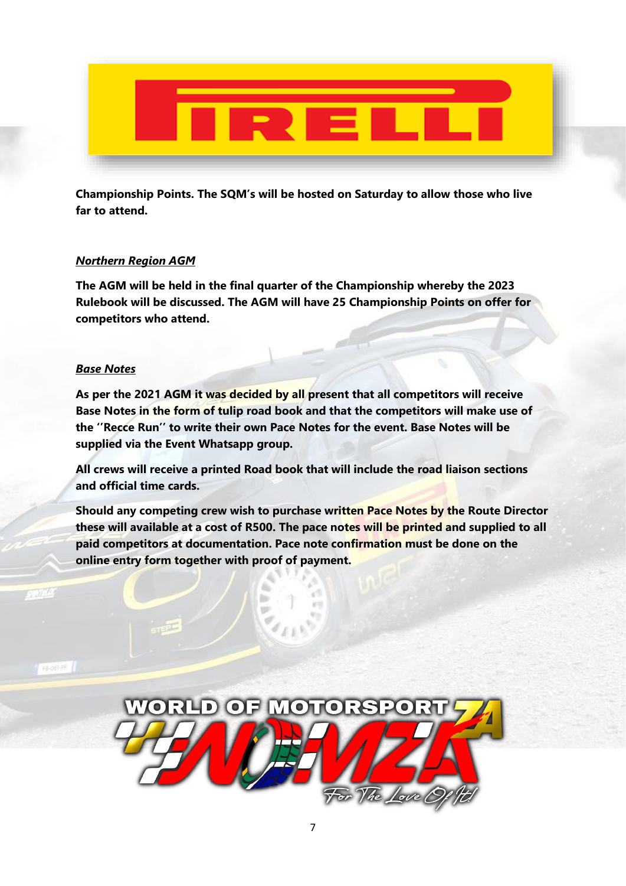**Championship Points. The SQM's will be hosted on Saturday to allow those who live far to attend.**

***Northern Region AGM***

**The AGM will be held in the final quarter of the Championship whereby the 2023 Rulebook will be discussed. The AGM will have 25 Championship Points on offer for competitors who attend.**

***Base Notes***

**As per the 2021 AGM it was decided by all present that all competitors will receive Base Notes in the form of tulip road book and that the competitors will make use of the ''Recce Run'' to write their own Pace Notes for the event. Base Notes will be supplied via the Event Whatsapp group.**

**All crews will receive a printed Road book that will include the road liaison sections and official time cards.**

**Should any competing crew wish to purchase written Pace Notes by the Route Director these will available at a cost of R500. The pace notes will be printed and supplied to all paid competitors at documentation. Pace note confirmation must be done on the online entry form together with proof of payment.**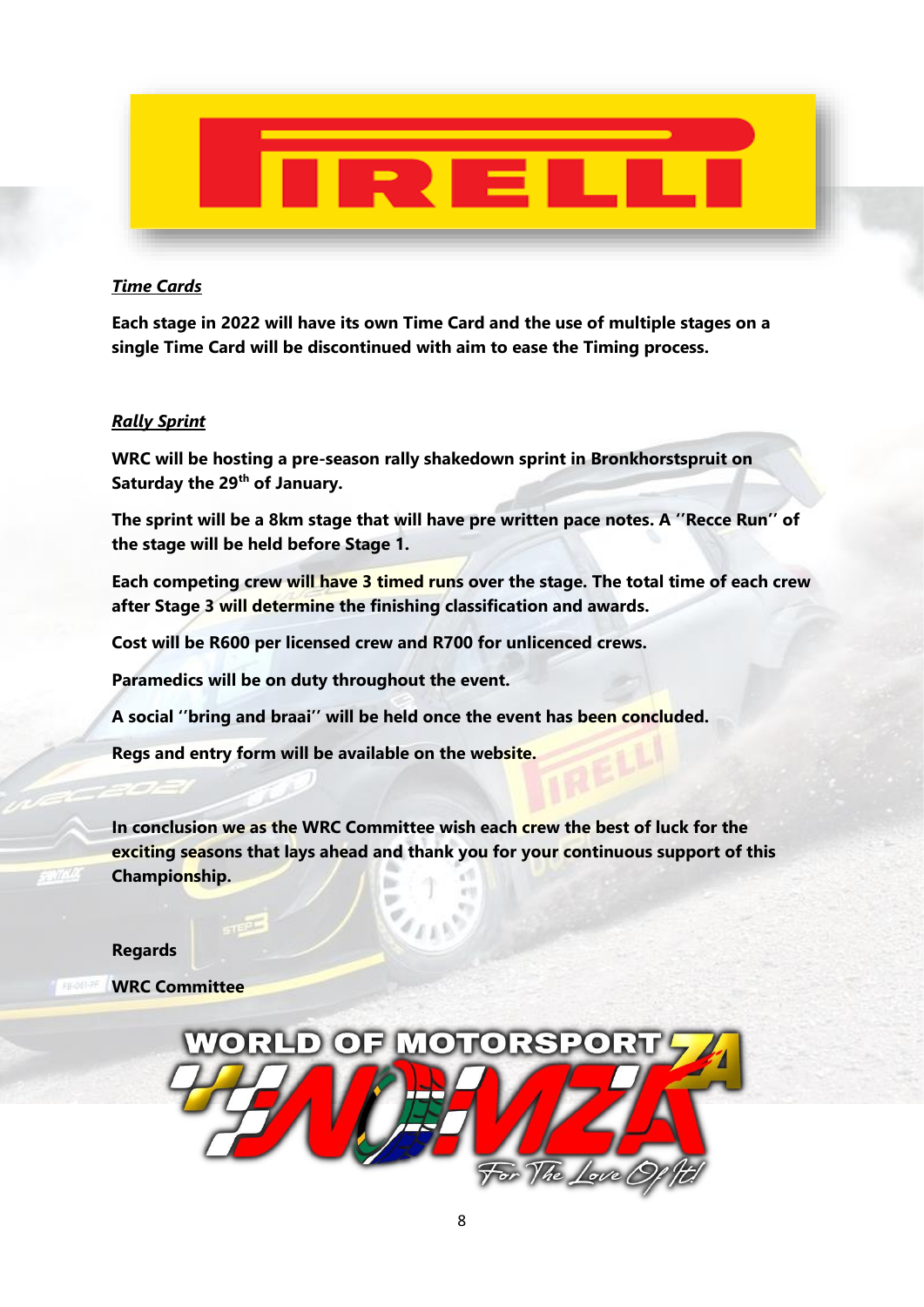***Time Cards***

**Each stage in 2022 will have its own Time Card and the use of multiple stages on a single Time Card will be discontinued with aim to ease the Timing process.**

***Rally Sprint***

**WRC will be hosting a pre-season rally shakedown sprint in Bronkhorstspruit on Saturday the 29th of January.**

**The sprint will be a 8km stage that will have pre written pace notes. A ''Recce Run'' of the stage will be held before Stage 1.**

**Each competing crew will have 3 timed runs over the stage. The total time of each crew after Stage 3 will determine the finishing classification and awards.**

**Cost will be R600 per licensed crew and R700 for unlicenced crews.**

**Paramedics will be on duty throughout the event.**

**A social ''bring and braai'' will be held once the event has been concluded.**

**Regs and entry form will be available on the website.**

**In conclusion we as the WRC Committee wish each crew the best of luck for the exciting seasons that lays ahead and thank you for your continuous support of this Championship.**

**Regards**

**WRC Committee**